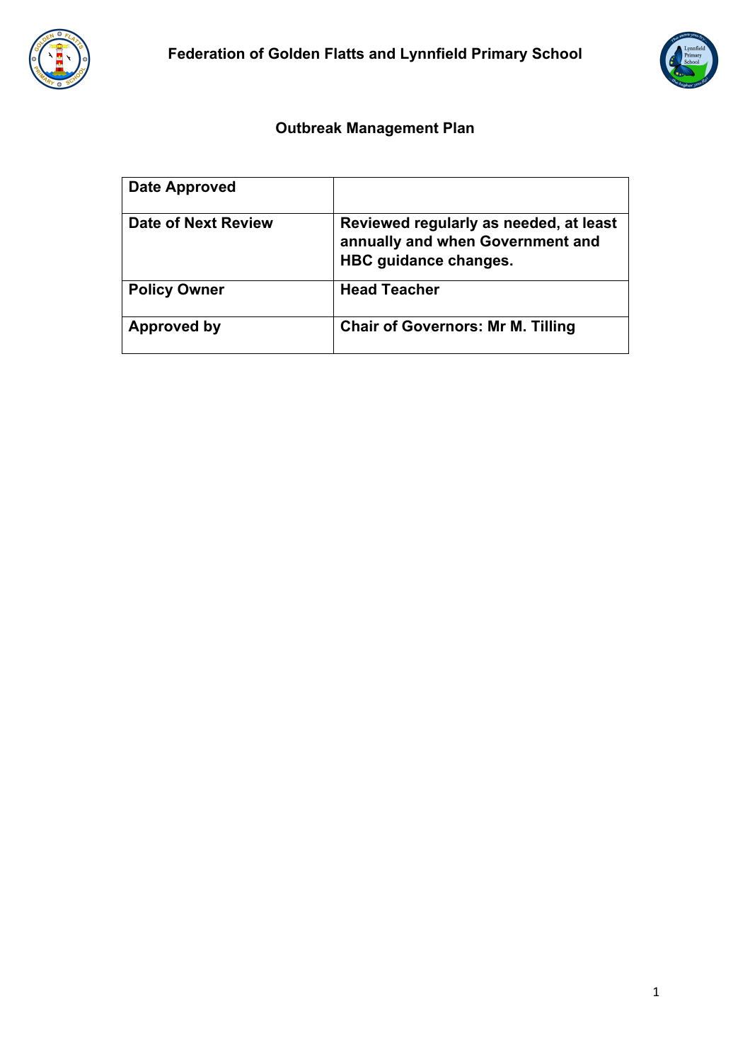# Federation of Golden Flatts and Lynnfield Primary School

## Outbreak Management Plan

| **Date Approved** | |
|---|---|
| **Date of Next Review** | **Reviewed regularly as needed, at least annually and when Government and HBC guidance changes.** |
| **Policy Owner** | **Head Teacher** |
| **Approved by** | **Chair of Governors: Mr M. Tilling** |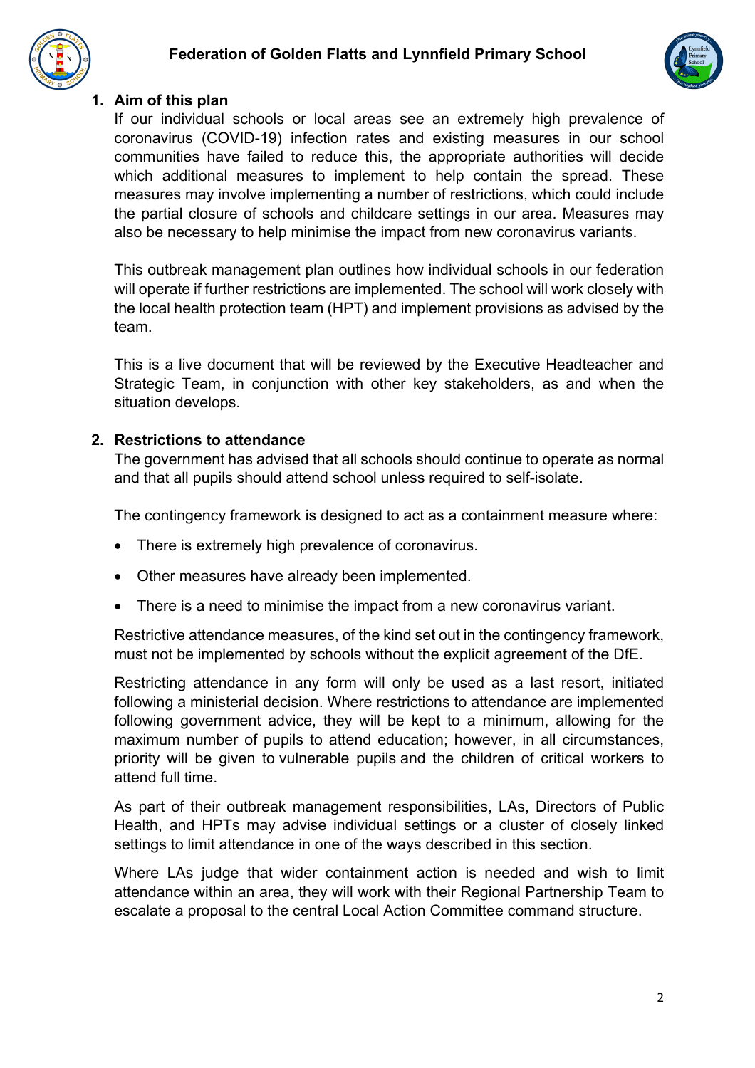## 1. Aim of this plan

If our individual schools or local areas see an extremely high prevalence of coronavirus (COVID-19) infection rates and existing measures in our school communities have failed to reduce this, the appropriate authorities will decide which additional measures to implement to help contain the spread. These measures may involve implementing a number of restrictions, which could include the partial closure of schools and childcare settings in our area. Measures may also be necessary to help minimise the impact from new coronavirus variants.

This outbreak management plan outlines how individual schools in our federation will operate if further restrictions are implemented. The school will work closely with the local health protection team (HPT) and implement provisions as advised by the team.

This is a live document that will be reviewed by the Executive Headteacher and Strategic Team, in conjunction with other key stakeholders, as and when the situation develops.

## 2. Restrictions to attendance

The government has advised that all schools should continue to operate as normal and that all pupils should attend school unless required to self-isolate.

The contingency framework is designed to act as a containment measure where:

- There is extremely high prevalence of coronavirus.
- Other measures have already been implemented.
- There is a need to minimise the impact from a new coronavirus variant.

Restrictive attendance measures, of the kind set out in the contingency framework, must not be implemented by schools without the explicit agreement of the DfE.

Restricting attendance in any form will only be used as a last resort, initiated following a ministerial decision. Where restrictions to attendance are implemented following government advice, they will be kept to a minimum, allowing for the maximum number of pupils to attend education; however, in all circumstances, priority will be given to vulnerable pupils and the children of critical workers to attend full time.

As part of their outbreak management responsibilities, LAs, Directors of Public Health, and HPTs may advise individual settings or a cluster of closely linked settings to limit attendance in one of the ways described in this section.

Where LAs judge that wider containment action is needed and wish to limit attendance within an area, they will work with their Regional Partnership Team to escalate a proposal to the central Local Action Committee command structure.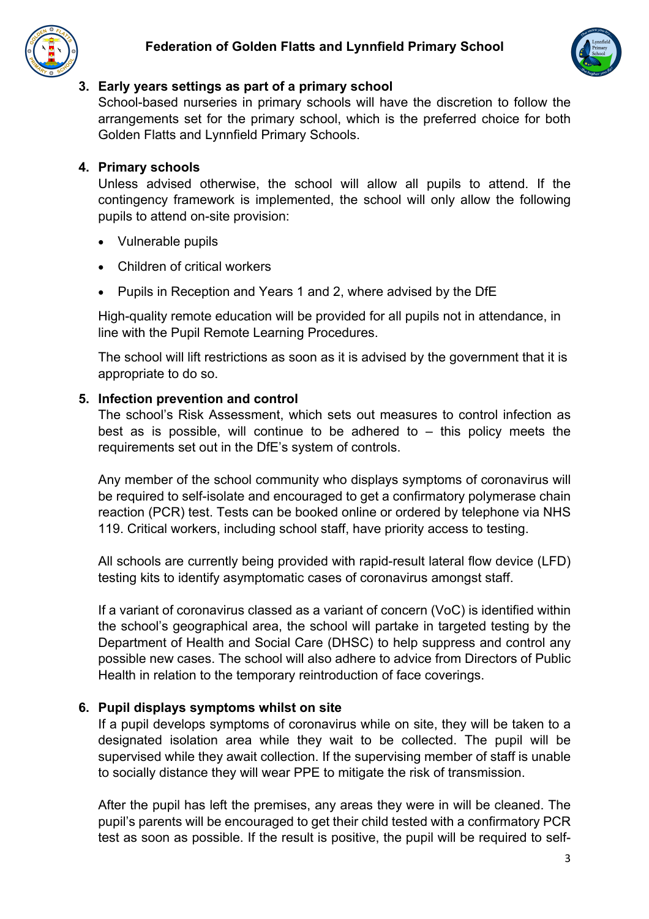## 3. Early years settings as part of a primary school

School-based nurseries in primary schools will have the discretion to follow the arrangements set for the primary school, which is the preferred choice for both Golden Flatts and Lynnfield Primary Schools.

## 4. Primary schools

Unless advised otherwise, the school will allow all pupils to attend. If the contingency framework is implemented, the school will only allow the following pupils to attend on-site provision:

- Vulnerable pupils
- Children of critical workers
- Pupils in Reception and Years 1 and 2, where advised by the DfE

High-quality remote education will be provided for all pupils not in attendance, in line with the Pupil Remote Learning Procedures.

The school will lift restrictions as soon as it is advised by the government that it is appropriate to do so.

## 5. Infection prevention and control

The school's Risk Assessment, which sets out measures to control infection as best as is possible, will continue to be adhered to – this policy meets the requirements set out in the DfE's system of controls.

Any member of the school community who displays symptoms of coronavirus will be required to self-isolate and encouraged to get a confirmatory polymerase chain reaction (PCR) test. Tests can be booked online or ordered by telephone via NHS 119. Critical workers, including school staff, have priority access to testing.

All schools are currently being provided with rapid-result lateral flow device (LFD) testing kits to identify asymptomatic cases of coronavirus amongst staff.

If a variant of coronavirus classed as a variant of concern (VoC) is identified within the school's geographical area, the school will partake in targeted testing by the Department of Health and Social Care (DHSC) to help suppress and control any possible new cases. The school will also adhere to advice from Directors of Public Health in relation to the temporary reintroduction of face coverings.

## 6. Pupil displays symptoms whilst on site

If a pupil develops symptoms of coronavirus while on site, they will be taken to a designated isolation area while they wait to be collected. The pupil will be supervised while they await collection. If the supervising member of staff is unable to socially distance they will wear PPE to mitigate the risk of transmission.

After the pupil has left the premises, any areas they were in will be cleaned. The pupil's parents will be encouraged to get their child tested with a confirmatory PCR test as soon as possible. If the result is positive, the pupil will be required to self-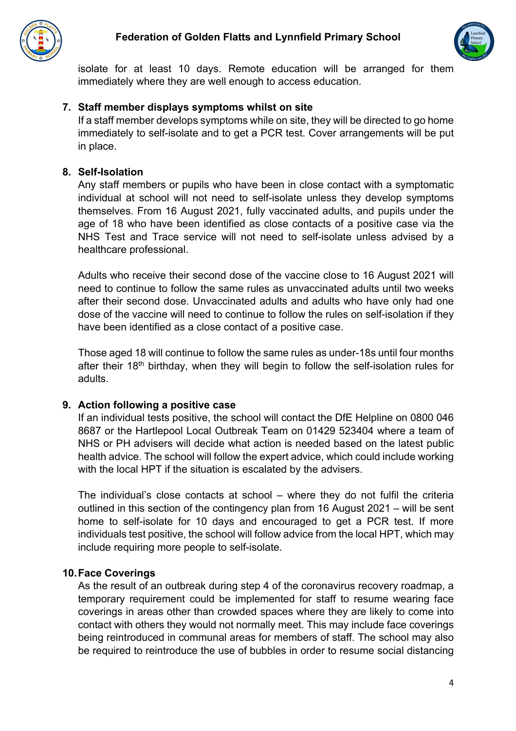isolate for at least 10 days. Remote education will be arranged for them immediately where they are well enough to access education.

7. **Staff member displays symptoms whilst on site**

   If a staff member develops symptoms while on site, they will be directed to go home immediately to self-isolate and to get a PCR test. Cover arrangements will be put in place.

8. **Self-Isolation**

   Any staff members or pupils who have been in close contact with a symptomatic individual at school will not need to self-isolate unless they develop symptoms themselves. From 16 August 2021, fully vaccinated adults, and pupils under the age of 18 who have been identified as close contacts of a positive case via the NHS Test and Trace service will not need to self-isolate unless advised by a healthcare professional.

   Adults who receive their second dose of the vaccine close to 16 August 2021 will need to continue to follow the same rules as unvaccinated adults until two weeks after their second dose. Unvaccinated adults and adults who have only had one dose of the vaccine will need to continue to follow the rules on self-isolation if they have been identified as a close contact of a positive case.

   Those aged 18 will continue to follow the same rules as under-18s until four months after their 18th birthday, when they will begin to follow the self-isolation rules for adults.

9. **Action following a positive case**

   If an individual tests positive, the school will contact the DfE Helpline on 0800 046 8687 or the Hartlepool Local Outbreak Team on 01429 523404 where a team of NHS or PH advisers will decide what action is needed based on the latest public health advice. The school will follow the expert advice, which could include working with the local HPT if the situation is escalated by the advisers.

   The individual's close contacts at school – where they do not fulfil the criteria outlined in this section of the contingency plan from 16 August 2021 – will be sent home to self-isolate for 10 days and encouraged to get a PCR test. If more individuals test positive, the school will follow advice from the local HPT, which may include requiring more people to self-isolate.

10. **Face Coverings**

    As the result of an outbreak during step 4 of the coronavirus recovery roadmap, a temporary requirement could be implemented for staff to resume wearing face coverings in areas other than crowded spaces where they are likely to come into contact with others they would not normally meet. This may include face coverings being reintroduced in communal areas for members of staff. The school may also be required to reintroduce the use of bubbles in order to resume social distancing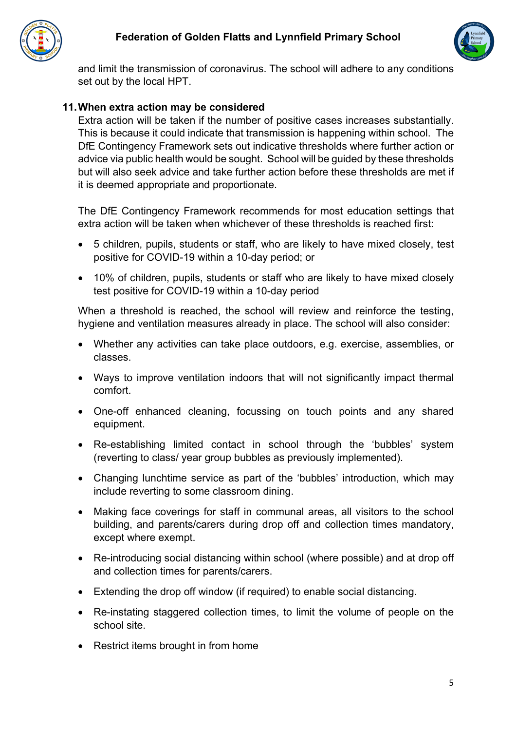and limit the transmission of coronavirus. The school will adhere to any conditions set out by the local HPT.

## 11. When extra action may be considered

Extra action will be taken if the number of positive cases increases substantially. This is because it could indicate that transmission is happening within school. The DfE Contingency Framework sets out indicative thresholds where further action or advice via public health would be sought. School will be guided by these thresholds but will also seek advice and take further action before these thresholds are met if it is deemed appropriate and proportionate.

The DfE Contingency Framework recommends for most education settings that extra action will be taken when whichever of these thresholds is reached first:

- 5 children, pupils, students or staff, who are likely to have mixed closely, test positive for COVID-19 within a 10-day period; or
- 10% of children, pupils, students or staff who are likely to have mixed closely test positive for COVID-19 within a 10-day period

When a threshold is reached, the school will review and reinforce the testing, hygiene and ventilation measures already in place. The school will also consider:

- Whether any activities can take place outdoors, e.g. exercise, assemblies, or classes.
- Ways to improve ventilation indoors that will not significantly impact thermal comfort.
- One-off enhanced cleaning, focussing on touch points and any shared equipment.
- Re-establishing limited contact in school through the 'bubbles' system (reverting to class/ year group bubbles as previously implemented).
- Changing lunchtime service as part of the 'bubbles' introduction, which may include reverting to some classroom dining.
- Making face coverings for staff in communal areas, all visitors to the school building, and parents/carers during drop off and collection times mandatory, except where exempt.
- Re-introducing social distancing within school (where possible) and at drop off and collection times for parents/carers.
- Extending the drop off window (if required) to enable social distancing.
- Re-instating staggered collection times, to limit the volume of people on the school site.
- Restrict items brought in from home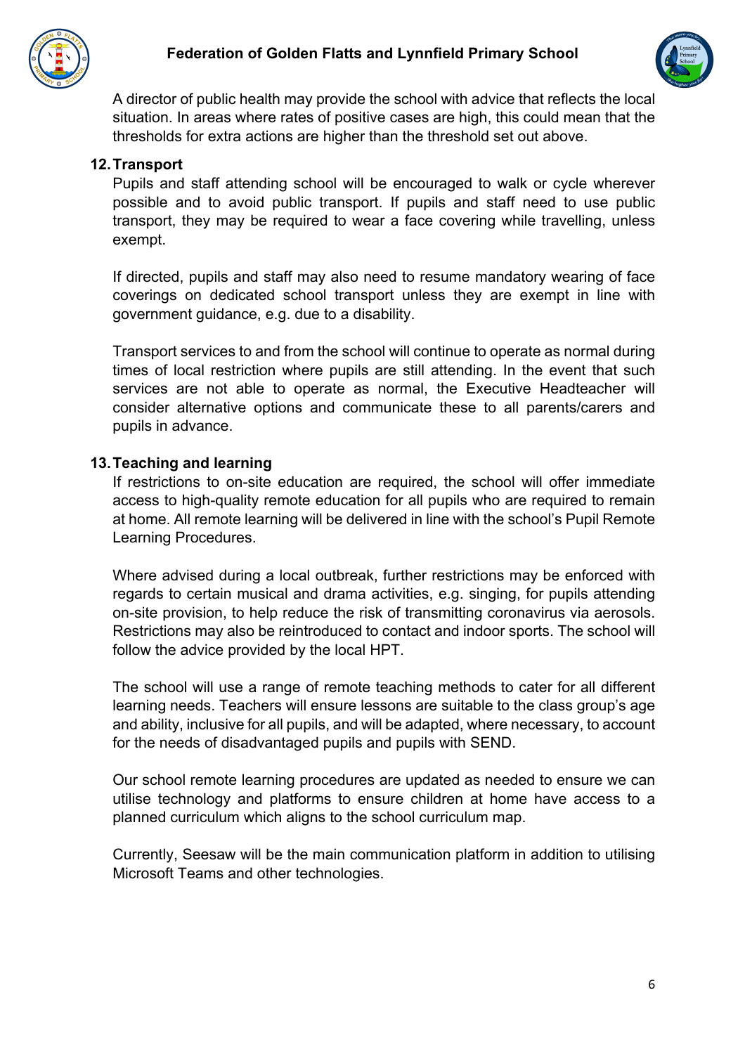A director of public health may provide the school with advice that reflects the local situation. In areas where rates of positive cases are high, this could mean that the thresholds for extra actions are higher than the threshold set out above.

## 12. Transport

Pupils and staff attending school will be encouraged to walk or cycle wherever possible and to avoid public transport. If pupils and staff need to use public transport, they may be required to wear a face covering while travelling, unless exempt.

If directed, pupils and staff may also need to resume mandatory wearing of face coverings on dedicated school transport unless they are exempt in line with government guidance, e.g. due to a disability.

Transport services to and from the school will continue to operate as normal during times of local restriction where pupils are still attending. In the event that such services are not able to operate as normal, the Executive Headteacher will consider alternative options and communicate these to all parents/carers and pupils in advance.

## 13. Teaching and learning

If restrictions to on-site education are required, the school will offer immediate access to high-quality remote education for all pupils who are required to remain at home. All remote learning will be delivered in line with the school's Pupil Remote Learning Procedures.

Where advised during a local outbreak, further restrictions may be enforced with regards to certain musical and drama activities, e.g. singing, for pupils attending on-site provision, to help reduce the risk of transmitting coronavirus via aerosols. Restrictions may also be reintroduced to contact and indoor sports. The school will follow the advice provided by the local HPT.

The school will use a range of remote teaching methods to cater for all different learning needs. Teachers will ensure lessons are suitable to the class group's age and ability, inclusive for all pupils, and will be adapted, where necessary, to account for the needs of disadvantaged pupils and pupils with SEND.

Our school remote learning procedures are updated as needed to ensure we can utilise technology and platforms to ensure children at home have access to a planned curriculum which aligns to the school curriculum map.

Currently, Seesaw will be the main communication platform in addition to utilising Microsoft Teams and other technologies.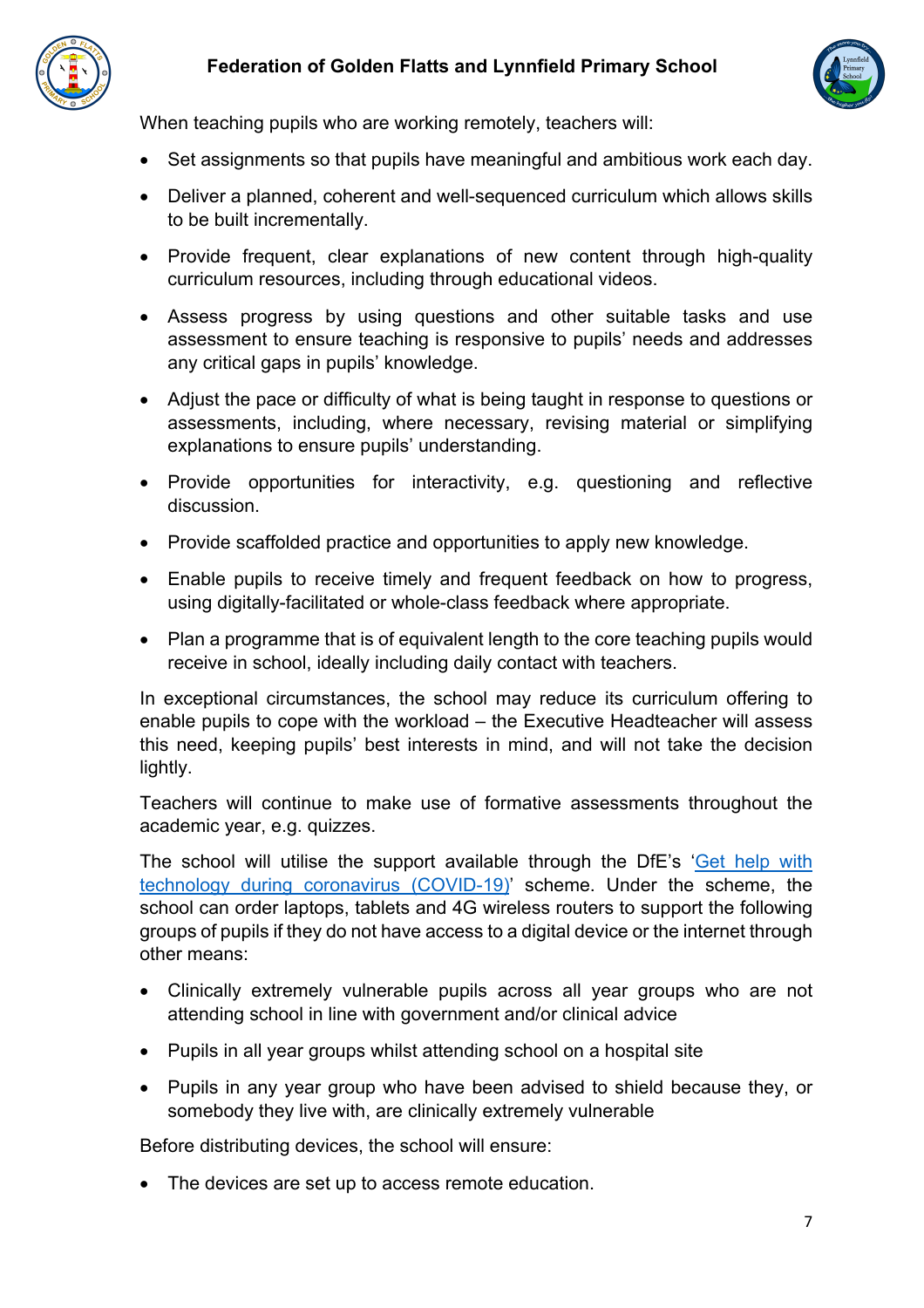When teaching pupils who are working remotely, teachers will:

- Set assignments so that pupils have meaningful and ambitious work each day.
- Deliver a planned, coherent and well-sequenced curriculum which allows skills to be built incrementally.
- Provide frequent, clear explanations of new content through high-quality curriculum resources, including through educational videos.
- Assess progress by using questions and other suitable tasks and use assessment to ensure teaching is responsive to pupils' needs and addresses any critical gaps in pupils' knowledge.
- Adjust the pace or difficulty of what is being taught in response to questions or assessments, including, where necessary, revising material or simplifying explanations to ensure pupils' understanding.
- Provide opportunities for interactivity, e.g. questioning and reflective discussion.
- Provide scaffolded practice and opportunities to apply new knowledge.
- Enable pupils to receive timely and frequent feedback on how to progress, using digitally-facilitated or whole-class feedback where appropriate.
- Plan a programme that is of equivalent length to the core teaching pupils would receive in school, ideally including daily contact with teachers.

In exceptional circumstances, the school may reduce its curriculum offering to enable pupils to cope with the workload – the Executive Headteacher will assess this need, keeping pupils' best interests in mind, and will not take the decision lightly.

Teachers will continue to make use of formative assessments throughout the academic year, e.g. quizzes.

The school will utilise the support available through the DfE's '[Get help with technology during coronavirus (COVID-19)]' scheme. Under the scheme, the school can order laptops, tablets and 4G wireless routers to support the following groups of pupils if they do not have access to a digital device or the internet through other means:

- Clinically extremely vulnerable pupils across all year groups who are not attending school in line with government and/or clinical advice
- Pupils in all year groups whilst attending school on a hospital site
- Pupils in any year group who have been advised to shield because they, or somebody they live with, are clinically extremely vulnerable

Before distributing devices, the school will ensure:

- The devices are set up to access remote education.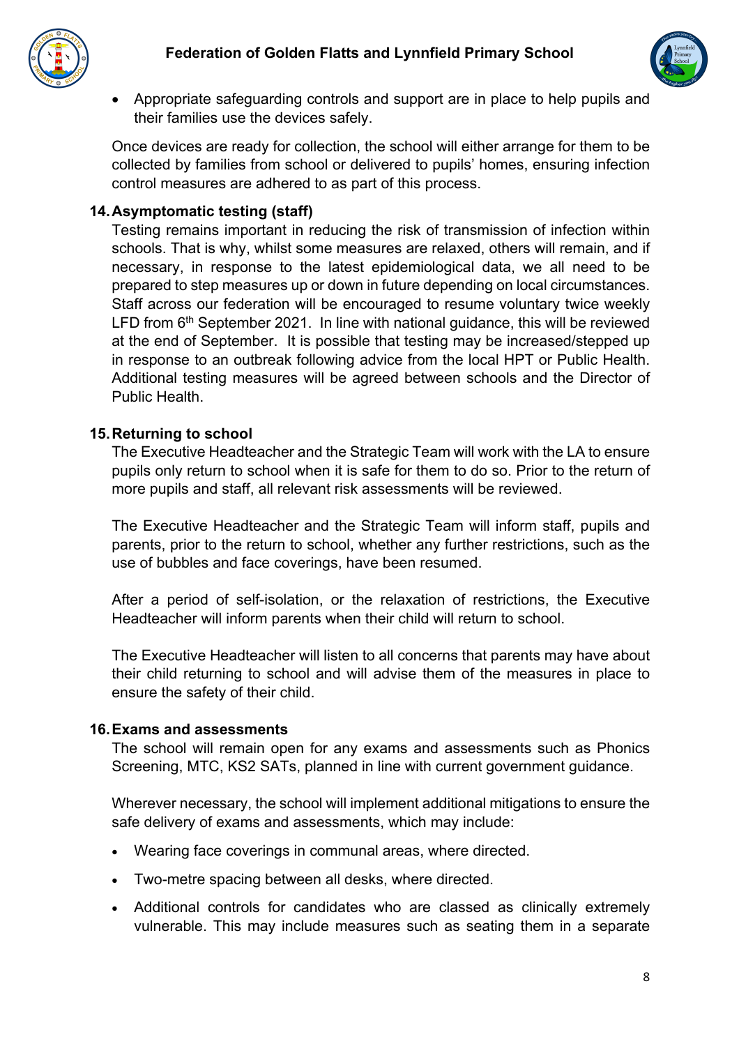- Appropriate safeguarding controls and support are in place to help pupils and their families use the devices safely.

Once devices are ready for collection, the school will either arrange for them to be collected by families from school or delivered to pupils' homes, ensuring infection control measures are adhered to as part of this process.

## 14. Asymptomatic testing (staff)

Testing remains important in reducing the risk of transmission of infection within schools. That is why, whilst some measures are relaxed, others will remain, and if necessary, in response to the latest epidemiological data, we all need to be prepared to step measures up or down in future depending on local circumstances. Staff across our federation will be encouraged to resume voluntary twice weekly LFD from 6th September 2021. In line with national guidance, this will be reviewed at the end of September. It is possible that testing may be increased/stepped up in response to an outbreak following advice from the local HPT or Public Health. Additional testing measures will be agreed between schools and the Director of Public Health.

## 15. Returning to school

The Executive Headteacher and the Strategic Team will work with the LA to ensure pupils only return to school when it is safe for them to do so. Prior to the return of more pupils and staff, all relevant risk assessments will be reviewed.

The Executive Headteacher and the Strategic Team will inform staff, pupils and parents, prior to the return to school, whether any further restrictions, such as the use of bubbles and face coverings, have been resumed.

After a period of self-isolation, or the relaxation of restrictions, the Executive Headteacher will inform parents when their child will return to school.

The Executive Headteacher will listen to all concerns that parents may have about their child returning to school and will advise them of the measures in place to ensure the safety of their child.

## 16. Exams and assessments

The school will remain open for any exams and assessments such as Phonics Screening, MTC, KS2 SATs, planned in line with current government guidance.

Wherever necessary, the school will implement additional mitigations to ensure the safe delivery of exams and assessments, which may include:

- Wearing face coverings in communal areas, where directed.
- Two-metre spacing between all desks, where directed.
- Additional controls for candidates who are classed as clinically extremely vulnerable. This may include measures such as seating them in a separate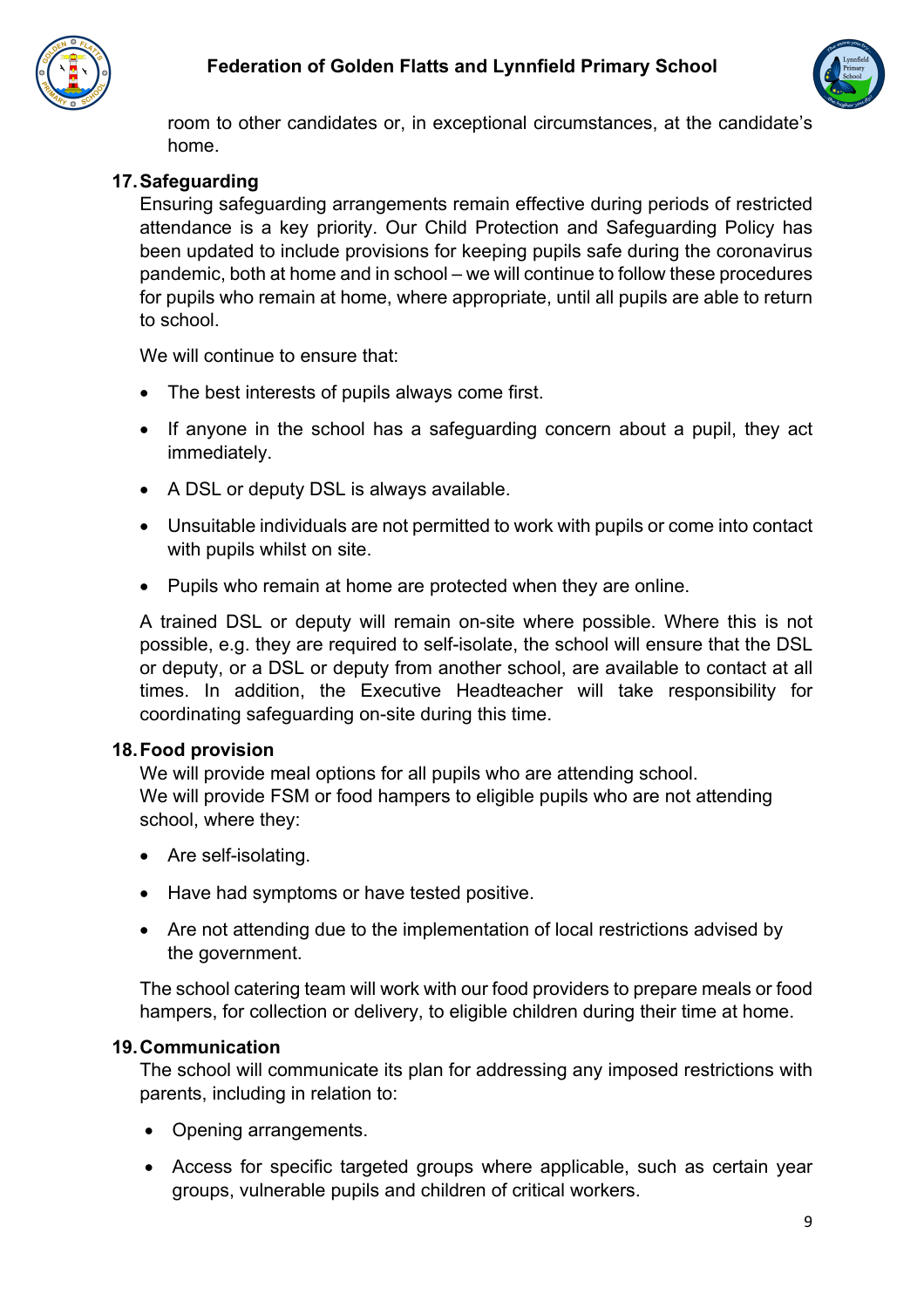room to other candidates or, in exceptional circumstances, at the candidate's home.

## 17. Safeguarding

Ensuring safeguarding arrangements remain effective during periods of restricted attendance is a key priority. Our Child Protection and Safeguarding Policy has been updated to include provisions for keeping pupils safe during the coronavirus pandemic, both at home and in school – we will continue to follow these procedures for pupils who remain at home, where appropriate, until all pupils are able to return to school.

We will continue to ensure that:

- The best interests of pupils always come first.
- If anyone in the school has a safeguarding concern about a pupil, they act immediately.
- A DSL or deputy DSL is always available.
- Unsuitable individuals are not permitted to work with pupils or come into contact with pupils whilst on site.
- Pupils who remain at home are protected when they are online.

A trained DSL or deputy will remain on-site where possible. Where this is not possible, e.g. they are required to self-isolate, the school will ensure that the DSL or deputy, or a DSL or deputy from another school, are available to contact at all times. In addition, the Executive Headteacher will take responsibility for coordinating safeguarding on-site during this time.

## 18. Food provision

We will provide meal options for all pupils who are attending school.
We will provide FSM or food hampers to eligible pupils who are not attending school, where they:

- Are self-isolating.
- Have had symptoms or have tested positive.
- Are not attending due to the implementation of local restrictions advised by the government.

The school catering team will work with our food providers to prepare meals or food hampers, for collection or delivery, to eligible children during their time at home.

## 19. Communication

The school will communicate its plan for addressing any imposed restrictions with parents, including in relation to:

- Opening arrangements.
- Access for specific targeted groups where applicable, such as certain year groups, vulnerable pupils and children of critical workers.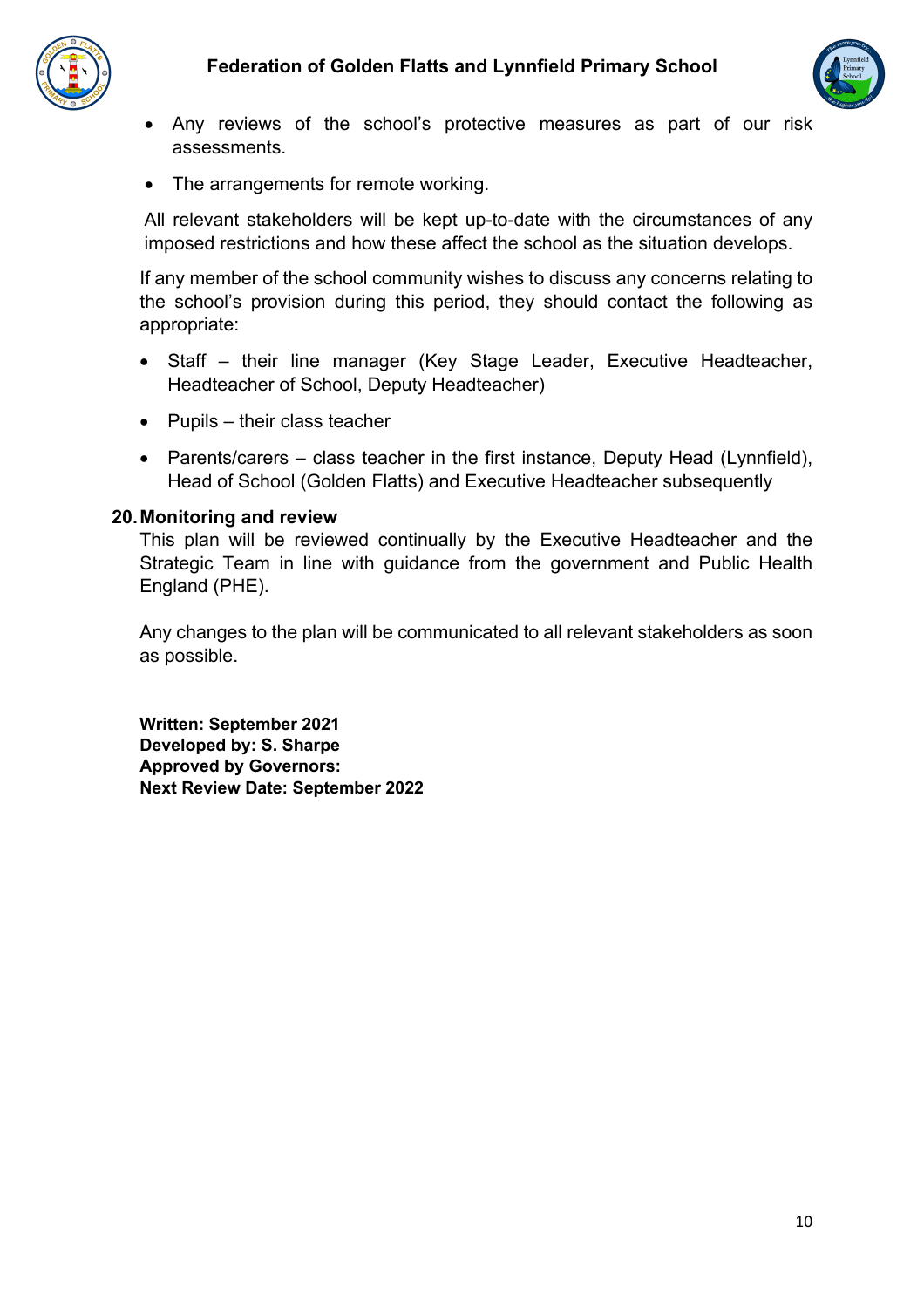- Any reviews of the school's protective measures as part of our risk assessments.
- The arrangements for remote working.

All relevant stakeholders will be kept up-to-date with the circumstances of any imposed restrictions and how these affect the school as the situation develops.

If any member of the school community wishes to discuss any concerns relating to the school's provision during this period, they should contact the following as appropriate:

- Staff – their line manager (Key Stage Leader, Executive Headteacher, Headteacher of School, Deputy Headteacher)
- Pupils – their class teacher
- Parents/carers – class teacher in the first instance, Deputy Head (Lynnfield), Head of School (Golden Flatts) and Executive Headteacher subsequently

## 20. Monitoring and review

This plan will be reviewed continually by the Executive Headteacher and the Strategic Team in line with guidance from the government and Public Health England (PHE).

Any changes to the plan will be communicated to all relevant stakeholders as soon as possible.

**Written: September 2021**
**Developed by: S. Sharpe**
**Approved by Governors:**
**Next Review Date: September 2022**